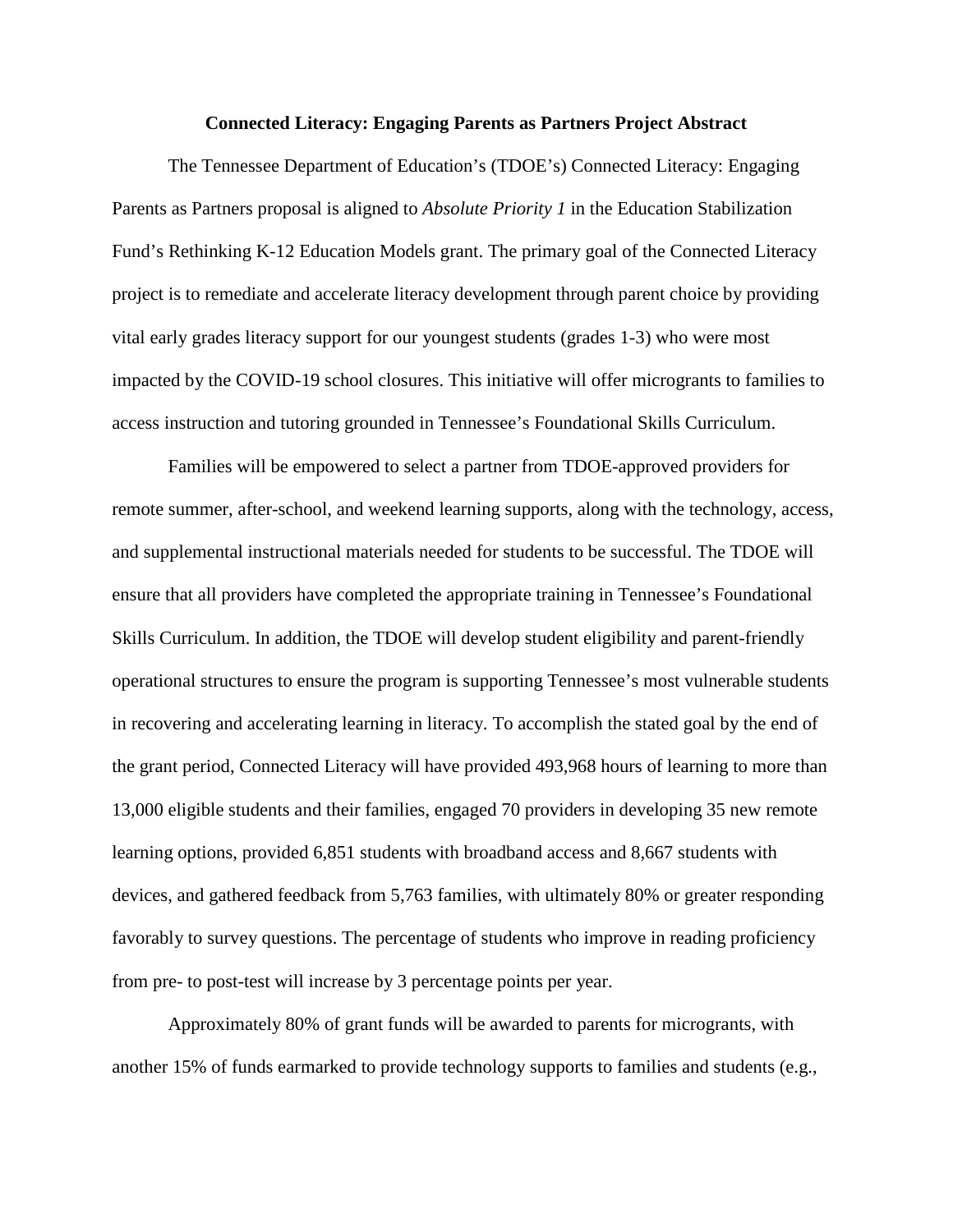# Connected Literacy: Engaging Parents as Partners Project Abstract

The Tennessee Department of Education's (TDOE's) Connected Literacy: Engaging Parents as Partners proposal is aligned to *Absolute Priority 1* in the Education Stabilization Fund's Rethinking K-12 Education Models grant. The primary goal of the Connected Literacy project is to remediate and accelerate literacy development through parent choice by providing vital early grades literacy support for our youngest students (grades 1-3) who were most impacted by the COVID-19 school closures. This initiative will offer micrograms to families to access instruction and tutoring grounded in Tennessee's Foundational Skills Curriculum.

Families will be empowered to select a partner from TDOE-approved providers for remote summer, after-school, and weekend learning supports, along with the technology, access, and supplemental instructional materials needed for students to be successful. The TDOE will ensure that all providers have completed the appropriate training in Tennessee's Foundational Skills Curriculum. In addition, the TDOE will develop student eligibility and parent-friendly operational structures to ensure the program is supporting Tennessee's most vulnerable students in recovering and accelerating learning in literacy. To accomplish the stated goal by the end of the grant period, Connected Literacy will have provided 493,968 hours of learning to more than 13,000 eligible students and their families, engaged 70 providers in developing 35 new remote learning options, provided 6,851 students with broadband access and 8,667 students with devices, and gathered feedback from 5,763 families, with ultimately 80% or greater responding favorably to survey questions. The percentage of students who improve in reading proficiency from pre- to post-test will increase by 3 percentage points per year.

Approximately 80% of grant funds will be awarded to parents for micrograms, with another 15% of funds earmarked to provide technology supports to families and students (e.g.,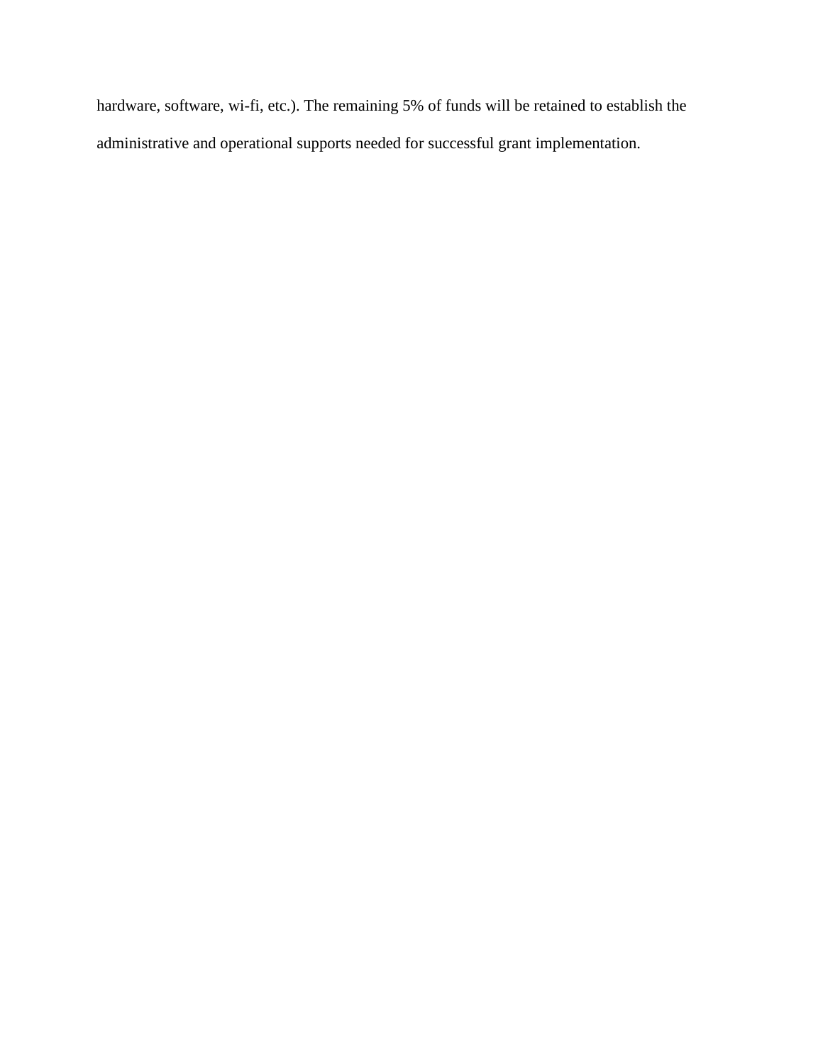hardware, software, wi-fi, etc.). The remaining 5% of funds will be retained to establish the administrative and operational supports needed for successful grant implementation.